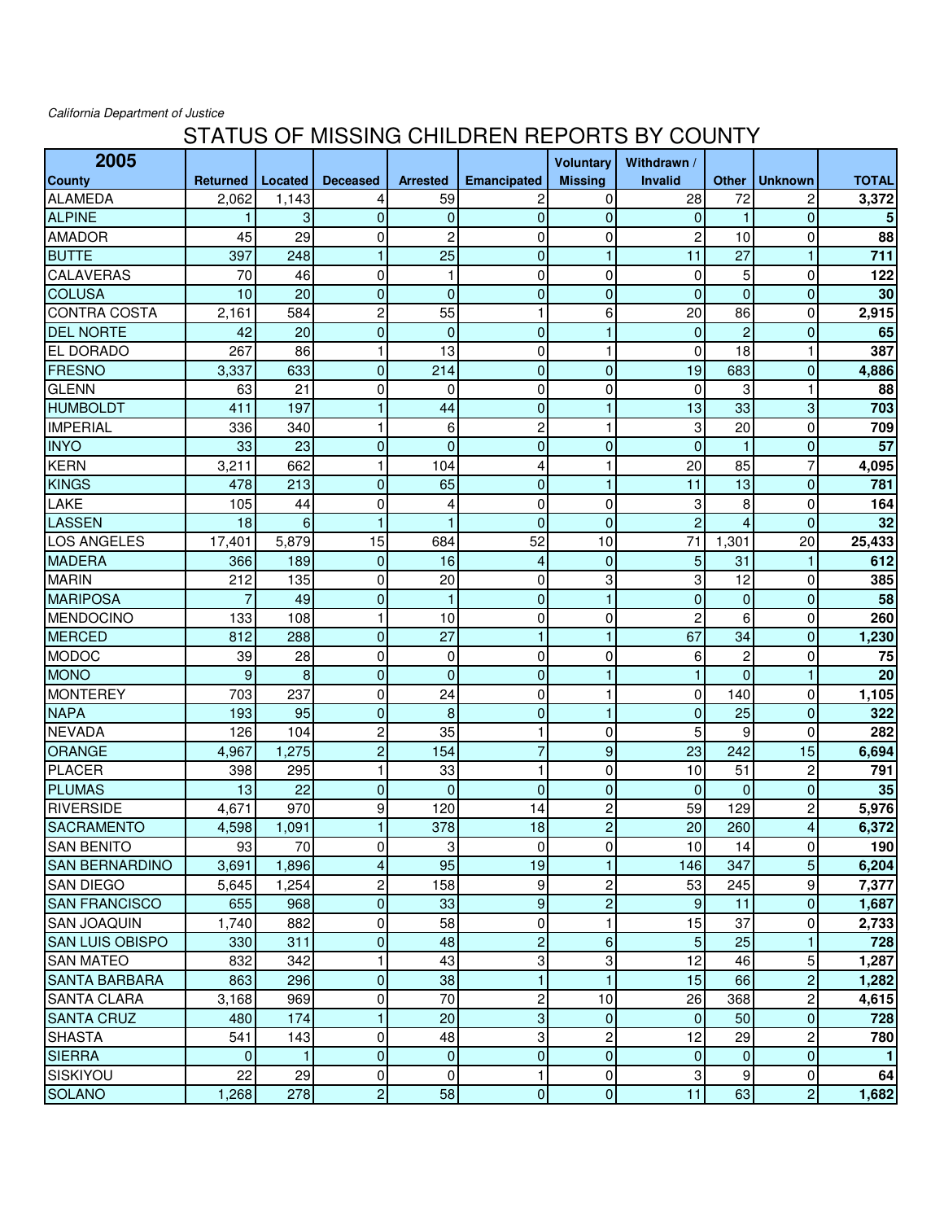*California Department of Justice*

# STATUS OF MISSING CHILDREN REPORTS BY COUNTY

| 2005<br>County | Returned | Located | Deceased | Arrested | Emancipated | Voluntary Missing | Withdrawn / Invalid | Other | Unknown | TOTAL |
|---|---|---|---|---|---|---|---|---|---|---|
| ALAMEDA | 2,062 | 1,143 | 4 | 59 | 2 | 0 | 28 | 72 | 2 | **3,372** |
| ALPINE | 1 | 3 | 0 | 0 | 0 | 0 | 0 | 1 | 0 | **5** |
| AMADOR | 45 | 29 | 0 | 2 | 0 | 0 | 2 | 10 | 0 | **88** |
| BUTTE | 397 | 248 | 1 | 25 | 0 | 1 | 11 | 27 | 1 | **711** |
| CALAVERAS | 70 | 46 | 0 | 1 | 0 | 0 | 0 | 5 | 0 | **122** |
| COLUSA | 10 | 20 | 0 | 0 | 0 | 0 | 0 | 0 | 0 | **30** |
| CONTRA COSTA | 2,161 | 584 | 2 | 55 | 1 | 6 | 20 | 86 | 0 | **2,915** |
| DEL NORTE | 42 | 20 | 0 | 0 | 0 | 1 | 0 | 2 | 0 | **65** |
| EL DORADO | 267 | 86 | 1 | 13 | 0 | 1 | 0 | 18 | 1 | **387** |
| FRESNO | 3,337 | 633 | 0 | 214 | 0 | 0 | 19 | 683 | 0 | **4,886** |
| GLENN | 63 | 21 | 0 | 0 | 0 | 0 | 0 | 3 | 1 | **88** |
| HUMBOLDT | 411 | 197 | 1 | 44 | 0 | 1 | 13 | 33 | 3 | **703** |
| IMPERIAL | 336 | 340 | 1 | 6 | 2 | 1 | 3 | 20 | 0 | **709** |
| INYO | 33 | 23 | 0 | 0 | 0 | 0 | 0 | 1 | 0 | **57** |
| KERN | 3,211 | 662 | 1 | 104 | 4 | 1 | 20 | 85 | 7 | **4,095** |
| KINGS | 478 | 213 | 0 | 65 | 0 | 1 | 11 | 13 | 0 | **781** |
| LAKE | 105 | 44 | 0 | 4 | 0 | 0 | 3 | 8 | 0 | **164** |
| LASSEN | 18 | 6 | 1 | 1 | 0 | 0 | 2 | 4 | 0 | **32** |
| LOS ANGELES | 17,401 | 5,879 | 15 | 684 | 52 | 10 | 71 | 1,301 | 20 | **25,433** |
| MADERA | 366 | 189 | 0 | 16 | 4 | 0 | 5 | 31 | 1 | **612** |
| MARIN | 212 | 135 | 0 | 20 | 0 | 3 | 3 | 12 | 0 | **385** |
| MARIPOSA | 7 | 49 | 0 | 1 | 0 | 1 | 0 | 0 | 0 | **58** |
| MENDOCINO | 133 | 108 | 1 | 10 | 0 | 0 | 2 | 6 | 0 | **260** |
| MERCED | 812 | 288 | 0 | 27 | 1 | 1 | 67 | 34 | 0 | **1,230** |
| MODOC | 39 | 28 | 0 | 0 | 0 | 0 | 6 | 2 | 0 | **75** |
| MONO | 9 | 8 | 0 | 0 | 0 | 1 | 1 | 0 | 1 | **20** |
| MONTEREY | 703 | 237 | 0 | 24 | 0 | 1 | 0 | 140 | 0 | **1,105** |
| NAPA | 193 | 95 | 0 | 8 | 0 | 1 | 0 | 25 | 0 | **322** |
| NEVADA | 126 | 104 | 2 | 35 | 1 | 0 | 5 | 9 | 0 | **282** |
| ORANGE | 4,967 | 1,275 | 2 | 154 | 7 | 9 | 23 | 242 | 15 | **6,694** |
| PLACER | 398 | 295 | 1 | 33 | 1 | 0 | 10 | 51 | 2 | **791** |
| PLUMAS | 13 | 22 | 0 | 0 | 0 | 0 | 0 | 0 | 0 | **35** |
| RIVERSIDE | 4,671 | 970 | 9 | 120 | 14 | 2 | 59 | 129 | 2 | **5,976** |
| SACRAMENTO | 4,598 | 1,091 | 1 | 378 | 18 | 2 | 20 | 260 | 4 | **6,372** |
| SAN BENITO | 93 | 70 | 0 | 3 | 0 | 0 | 10 | 14 | 0 | **190** |
| SAN BERNARDINO | 3,691 | 1,896 | 4 | 95 | 19 | 1 | 146 | 347 | 5 | **6,204** |
| SAN DIEGO | 5,645 | 1,254 | 2 | 158 | 9 | 2 | 53 | 245 | 9 | **7,377** |
| SAN FRANCISCO | 655 | 968 | 0 | 33 | 9 | 2 | 9 | 11 | 0 | **1,687** |
| SAN JOAQUIN | 1,740 | 882 | 0 | 58 | 0 | 1 | 15 | 37 | 0 | **2,733** |
| SAN LUIS OBISPO | 330 | 311 | 0 | 48 | 2 | 6 | 5 | 25 | 1 | **728** |
| SAN MATEO | 832 | 342 | 1 | 43 | 3 | 3 | 12 | 46 | 5 | **1,287** |
| SANTA BARBARA | 863 | 296 | 0 | 38 | 1 | 1 | 15 | 66 | 2 | **1,282** |
| SANTA CLARA | 3,168 | 969 | 0 | 70 | 2 | 10 | 26 | 368 | 2 | **4,615** |
| SANTA CRUZ | 480 | 174 | 1 | 20 | 3 | 0 | 0 | 50 | 0 | **728** |
| SHASTA | 541 | 143 | 0 | 48 | 3 | 2 | 12 | 29 | 2 | **780** |
| SIERRA | 0 | 1 | 0 | 0 | 0 | 0 | 0 | 0 | 0 | **1** |
| SISKIYOU | 22 | 29 | 0 | 0 | 1 | 0 | 3 | 9 | 0 | **64** |
| SOLANO | 1,268 | 278 | 2 | 58 | 0 | 0 | 11 | 63 | 2 | **1,682** |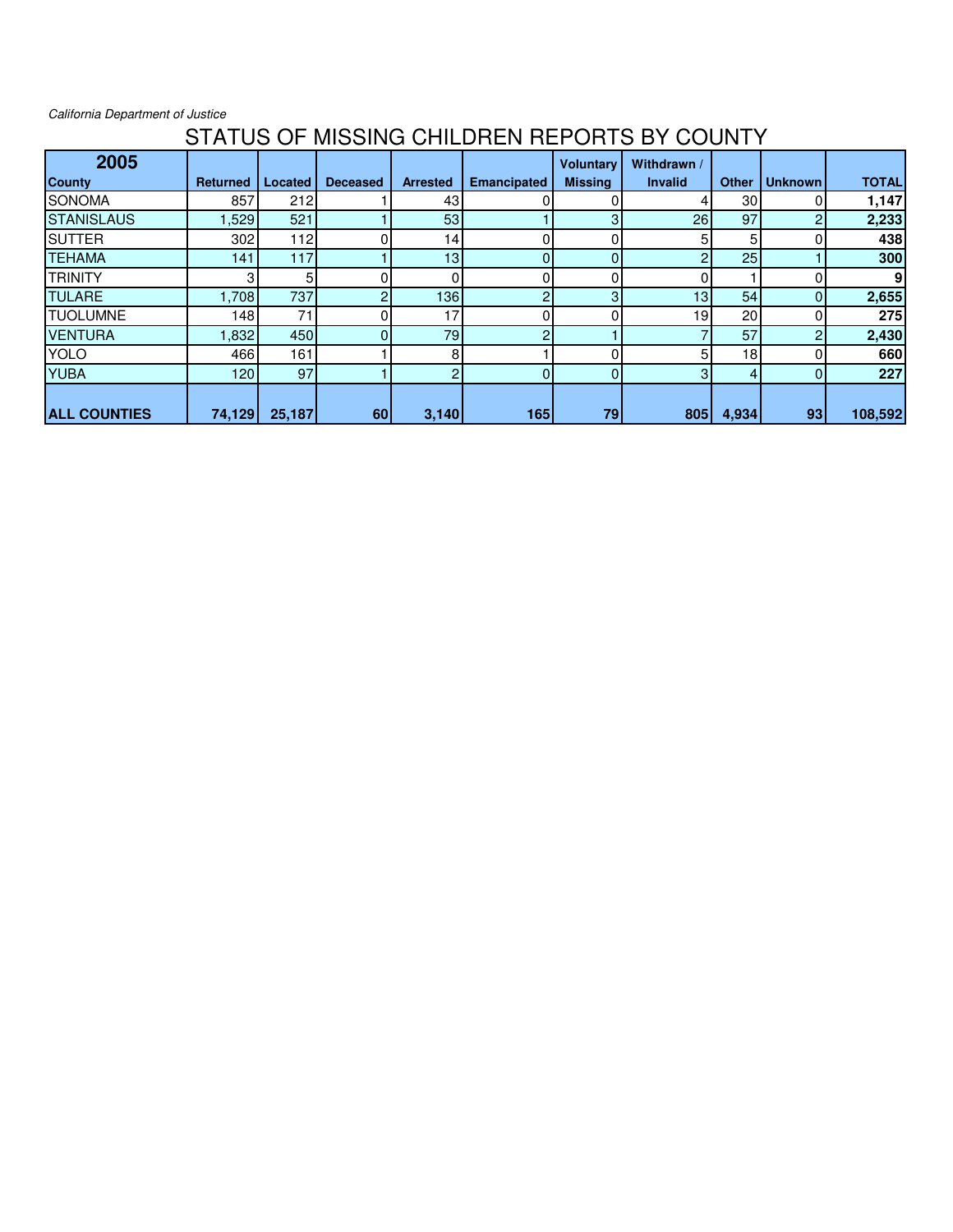*California Department of Justice*

# STATUS OF MISSING CHILDREN REPORTS BY COUNTY

| 2005<br>County | Returned | Located | Deceased | Arrested | Emancipated | Voluntary Missing | Withdrawn / Invalid | Other | Unknown | TOTAL |
|---|---|---|---|---|---|---|---|---|---|---|
| SONOMA | 857 | 212 | 1 | 43 | 0 | 0 | 4 | 30 | 0 | **1,147** |
| STANISLAUS | 1,529 | 521 | 1 | 53 | 1 | 3 | 26 | 97 | 2 | **2,233** |
| SUTTER | 302 | 112 | 0 | 14 | 0 | 0 | 5 | 5 | 0 | **438** |
| TEHAMA | 141 | 117 | 1 | 13 | 0 | 0 | 2 | 25 | 1 | **300** |
| TRINITY | 3 | 5 | 0 | 0 | 0 | 0 | 0 | 1 | 0 | **9** |
| TULARE | 1,708 | 737 | 2 | 136 | 2 | 3 | 13 | 54 | 0 | **2,655** |
| TUOLUMNE | 148 | 71 | 0 | 17 | 0 | 0 | 19 | 20 | 0 | **275** |
| VENTURA | 1,832 | 450 | 0 | 79 | 2 | 1 | 7 | 57 | 2 | **2,430** |
| YOLO | 466 | 161 | 1 | 8 | 1 | 0 | 5 | 18 | 0 | **660** |
| YUBA | 120 | 97 | 1 | 2 | 0 | 0 | 3 | 4 | 0 | **227** |
| **ALL COUNTIES** | **74,129** | **25,187** | **60** | **3,140** | **165** | **79** | **805** | **4,934** | **93** | **108,592** |